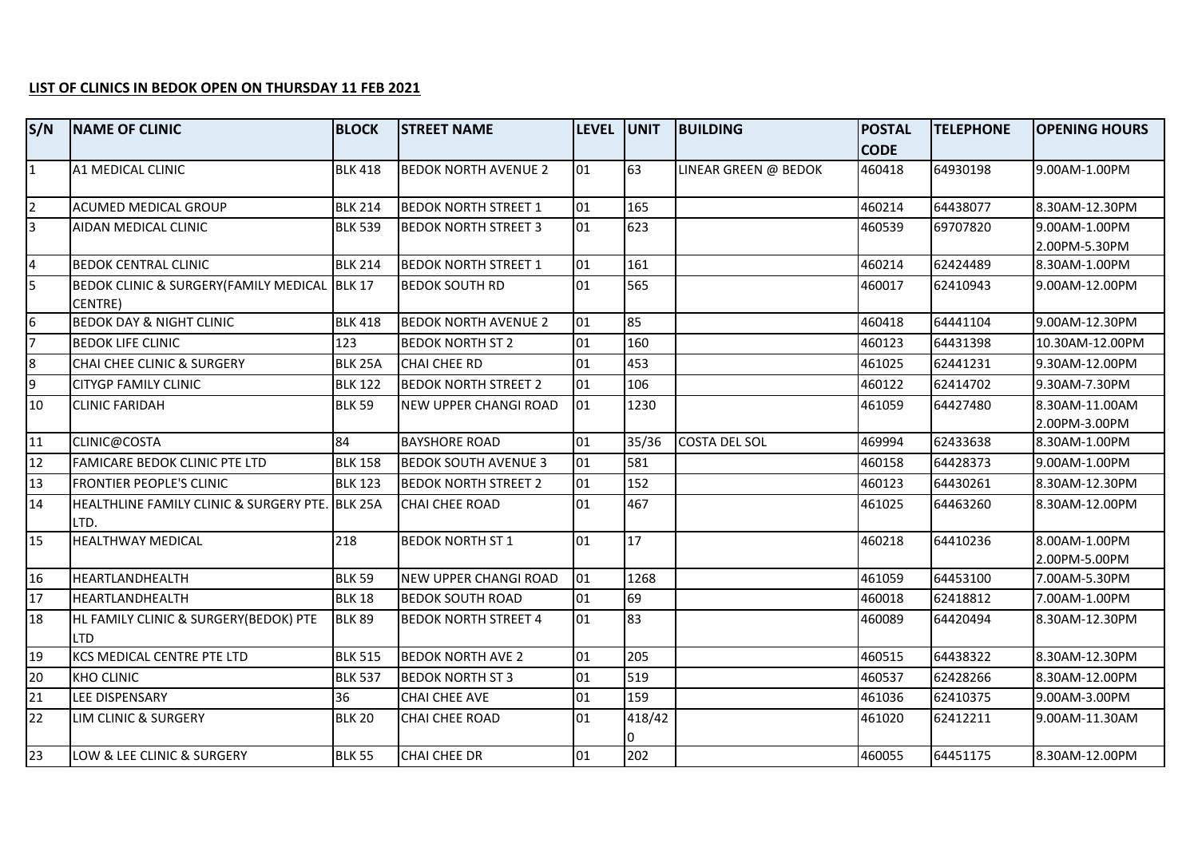**LIST OF CLINICS IN BEDOK OPEN ON THURSDAY 11 FEB 2021**

| S/N | NAME OF CLINIC | BLOCK | STREET NAME | LEVEL | UNIT | BUILDING | POSTAL CODE | TELEPHONE | OPENING HOURS |
|---|---|---|---|---|---|---|---|---|---|
| 1 | A1 MEDICAL CLINIC | BLK 418 | BEDOK NORTH AVENUE 2 | 01 | 63 | LINEAR GREEN @ BEDOK | 460418 | 64930198 | 9.00AM-1.00PM |
| 2 | ACUMED MEDICAL GROUP | BLK 214 | BEDOK NORTH STREET 1 | 01 | 165 | | 460214 | 64438077 | 8.30AM-12.30PM |
| 3 | AIDAN MEDICAL CLINIC | BLK 539 | BEDOK NORTH STREET 3 | 01 | 623 | | 460539 | 69707820 | 9.00AM-1.00PM 2.00PM-5.30PM |
| 4 | BEDOK CENTRAL CLINIC | BLK 214 | BEDOK NORTH STREET 1 | 01 | 161 | | 460214 | 62424489 | 8.30AM-1.00PM |
| 5 | BEDOK CLINIC & SURGERY(FAMILY MEDICAL CENTRE) | BLK 17 | BEDOK SOUTH RD | 01 | 565 | | 460017 | 62410943 | 9.00AM-12.00PM |
| 6 | BEDOK DAY & NIGHT CLINIC | BLK 418 | BEDOK NORTH AVENUE 2 | 01 | 85 | | 460418 | 64441104 | 9.00AM-12.30PM |
| 7 | BEDOK LIFE CLINIC | 123 | BEDOK NORTH ST 2 | 01 | 160 | | 460123 | 64431398 | 10.30AM-12.00PM |
| 8 | CHAI CHEE CLINIC & SURGERY | BLK 25A | CHAI CHEE RD | 01 | 453 | | 461025 | 62441231 | 9.30AM-12.00PM |
| 9 | CITYGP FAMILY CLINIC | BLK 122 | BEDOK NORTH STREET 2 | 01 | 106 | | 460122 | 62414702 | 9.30AM-7.30PM |
| 10 | CLINIC FARIDAH | BLK 59 | NEW UPPER CHANGI ROAD | 01 | 1230 | | 461059 | 64427480 | 8.30AM-11.00AM 2.00PM-3.00PM |
| 11 | CLINIC@COSTA | 84 | BAYSHORE ROAD | 01 | 35/36 | COSTA DEL SOL | 469994 | 62433638 | 8.30AM-1.00PM |
| 12 | FAMICARE BEDOK CLINIC PTE LTD | BLK 158 | BEDOK SOUTH AVENUE 3 | 01 | 581 | | 460158 | 64428373 | 9.00AM-1.00PM |
| 13 | FRONTIER PEOPLE'S CLINIC | BLK 123 | BEDOK NORTH STREET 2 | 01 | 152 | | 460123 | 64430261 | 8.30AM-12.30PM |
| 14 | HEALTHLINE FAMILY CLINIC & SURGERY PTE. LTD. | BLK 25A | CHAI CHEE ROAD | 01 | 467 | | 461025 | 64463260 | 8.30AM-12.00PM |
| 15 | HEALTHWAY MEDICAL | 218 | BEDOK NORTH ST 1 | 01 | 17 | | 460218 | 64410236 | 8.00AM-1.00PM 2.00PM-5.00PM |
| 16 | HEARTLANDHEALTH | BLK 59 | NEW UPPER CHANGI ROAD | 01 | 1268 | | 461059 | 64453100 | 7.00AM-5.30PM |
| 17 | HEARTLANDHEALTH | BLK 18 | BEDOK SOUTH ROAD | 01 | 69 | | 460018 | 62418812 | 7.00AM-1.00PM |
| 18 | HL FAMILY CLINIC & SURGERY(BEDOK) PTE LTD | BLK 89 | BEDOK NORTH STREET 4 | 01 | 83 | | 460089 | 64420494 | 8.30AM-12.30PM |
| 19 | KCS MEDICAL CENTRE PTE LTD | BLK 515 | BEDOK NORTH AVE 2 | 01 | 205 | | 460515 | 64438322 | 8.30AM-12.30PM |
| 20 | KHO CLINIC | BLK 537 | BEDOK NORTH ST 3 | 01 | 519 | | 460537 | 62428266 | 8.30AM-12.00PM |
| 21 | LEE DISPENSARY | 36 | CHAI CHEE AVE | 01 | 159 | | 461036 | 62410375 | 9.00AM-3.00PM |
| 22 | LIM CLINIC & SURGERY | BLK 20 | CHAI CHEE ROAD | 01 | 418/420 | | 461020 | 62412211 | 9.00AM-11.30AM |
| 23 | LOW & LEE CLINIC & SURGERY | BLK 55 | CHAI CHEE DR | 01 | 202 | | 460055 | 64451175 | 8.30AM-12.00PM |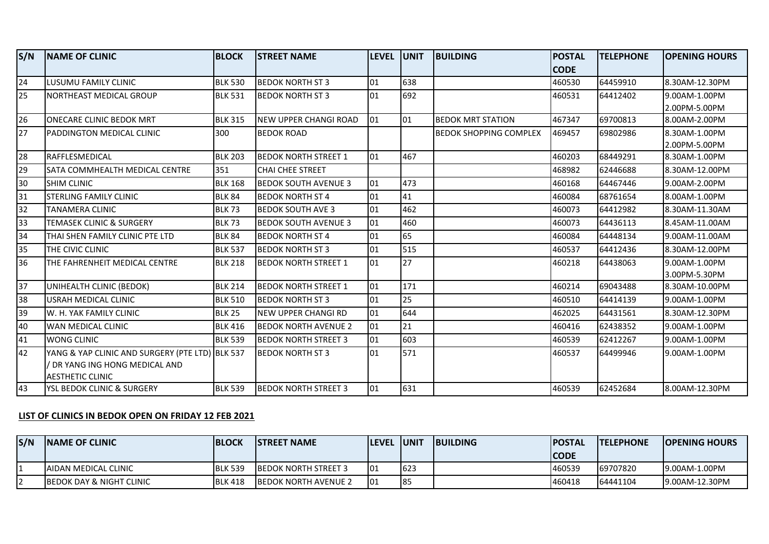| S/N | NAME OF CLINIC | BLOCK | STREET NAME | LEVEL | UNIT | BUILDING | POSTAL CODE | TELEPHONE | OPENING HOURS |
|---|---|---|---|---|---|---|---|---|---|
| 24 | LUSUMU FAMILY CLINIC | BLK 530 | BEDOK NORTH ST 3 | 01 | 638 | | 460530 | 64459910 | 8.30AM-12.30PM |
| 25 | NORTHEAST MEDICAL GROUP | BLK 531 | BEDOK NORTH ST 3 | 01 | 692 | | 460531 | 64412402 | 9.00AM-1.00PM 2.00PM-5.00PM |
| 26 | ONECARE CLINIC BEDOK MRT | BLK 315 | NEW UPPER CHANGI ROAD | 01 | 01 | BEDOK MRT STATION | 467347 | 69700813 | 8.00AM-2.00PM |
| 27 | PADDINGTON MEDICAL CLINIC | 300 | BEDOK ROAD | | | BEDOK SHOPPING COMPLEX | 469457 | 69802986 | 8.30AM-1.00PM 2.00PM-5.00PM |
| 28 | RAFFLESMEDICAL | BLK 203 | BEDOK NORTH STREET 1 | 01 | 467 | | 460203 | 68449291 | 8.30AM-1.00PM |
| 29 | SATA COMMHEALTH MEDICAL CENTRE | 351 | CHAI CHEE STREET | | | | 468982 | 62446688 | 8.30AM-12.00PM |
| 30 | SHIM CLINIC | BLK 168 | BEDOK SOUTH AVENUE 3 | 01 | 473 | | 460168 | 64467446 | 9.00AM-2.00PM |
| 31 | STERLING FAMILY CLINIC | BLK 84 | BEDOK NORTH ST 4 | 01 | 41 | | 460084 | 68761654 | 8.00AM-1.00PM |
| 32 | TANAMERA CLINIC | BLK 73 | BEDOK SOUTH AVE 3 | 01 | 462 | | 460073 | 64412982 | 8.30AM-11.30AM |
| 33 | TEMASEK CLINIC & SURGERY | BLK 73 | BEDOK SOUTH AVENUE 3 | 01 | 460 | | 460073 | 64436113 | 8.45AM-11.00AM |
| 34 | THAI SHEN FAMILY CLINIC PTE LTD | BLK 84 | BEDOK NORTH ST 4 | 01 | 65 | | 460084 | 64448134 | 9.00AM-11.00AM |
| 35 | THE CIVIC CLINIC | BLK 537 | BEDOK NORTH ST 3 | 01 | 515 | | 460537 | 64412436 | 8.30AM-12.00PM |
| 36 | THE FAHRENHEIT MEDICAL CENTRE | BLK 218 | BEDOK NORTH STREET 1 | 01 | 27 | | 460218 | 64438063 | 9.00AM-1.00PM 3.00PM-5.30PM |
| 37 | UNIHEALTH CLINIC (BEDOK) | BLK 214 | BEDOK NORTH STREET 1 | 01 | 171 | | 460214 | 69043488 | 8.30AM-10.00PM |
| 38 | USRAH MEDICAL CLINIC | BLK 510 | BEDOK NORTH ST 3 | 01 | 25 | | 460510 | 64414139 | 9.00AM-1.00PM |
| 39 | W. H. YAK FAMILY CLINIC | BLK 25 | NEW UPPER CHANGI RD | 01 | 644 | | 462025 | 64431561 | 8.30AM-12.30PM |
| 40 | WAN MEDICAL CLINIC | BLK 416 | BEDOK NORTH AVENUE 2 | 01 | 21 | | 460416 | 62438352 | 9.00AM-1.00PM |
| 41 | WONG CLINIC | BLK 539 | BEDOK NORTH STREET 3 | 01 | 603 | | 460539 | 62412267 | 9.00AM-1.00PM |
| 42 | YANG & YAP CLINIC AND SURGERY (PTE LTD) / DR YANG ING HONG MEDICAL AND AESTHETIC CLINIC | BLK 537 | BEDOK NORTH ST 3 | 01 | 571 | | 460537 | 64499946 | 9.00AM-1.00PM |
| 43 | YSL BEDOK CLINIC & SURGERY | BLK 539 | BEDOK NORTH STREET 3 | 01 | 631 | | 460539 | 62452684 | 8.00AM-12.30PM |

**LIST OF CLINICS IN BEDOK OPEN ON FRIDAY 12 FEB 2021**

| S/N | NAME OF CLINIC | BLOCK | STREET NAME | LEVEL | UNIT | BUILDING | POSTAL CODE | TELEPHONE | OPENING HOURS |
|---|---|---|---|---|---|---|---|---|---|
| 1 | AIDAN MEDICAL CLINIC | BLK 539 | BEDOK NORTH STREET 3 | 01 | 623 | | 460539 | 69707820 | 9.00AM-1.00PM |
| 2 | BEDOK DAY & NIGHT CLINIC | BLK 418 | BEDOK NORTH AVENUE 2 | 01 | 85 | | 460418 | 64441104 | 9.00AM-12.30PM |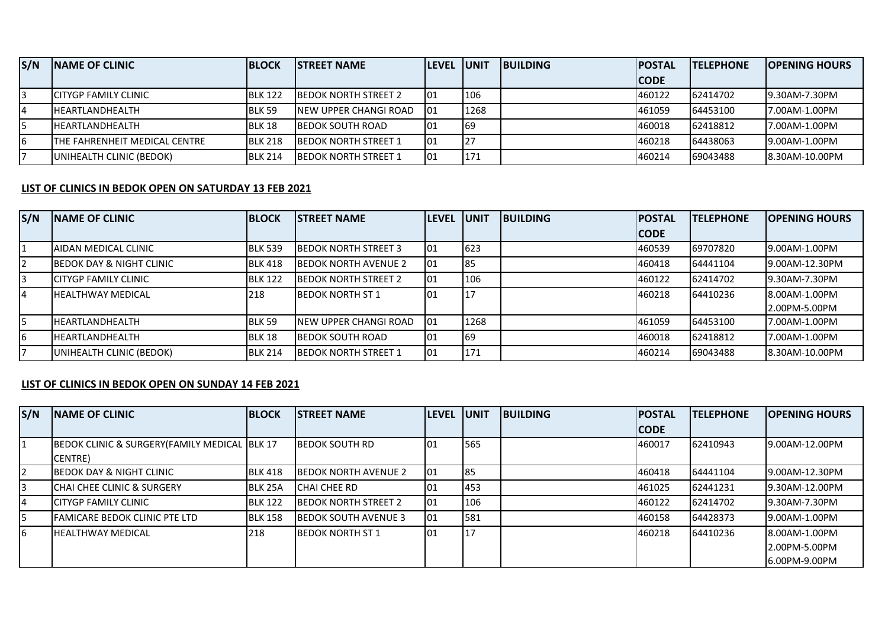| S/N | NAME OF CLINIC | BLOCK | STREET NAME | LEVEL | UNIT | BUILDING | POSTAL CODE | TELEPHONE | OPENING HOURS |
| --- | --- | --- | --- | --- | --- | --- | --- | --- | --- |
| 3 | CITYGP FAMILY CLINIC | BLK 122 | BEDOK NORTH STREET 2 | 01 | 106 | | 460122 | 62414702 | 9.30AM-7.30PM |
| 4 | HEARTLANDHEALTH | BLK 59 | NEW UPPER CHANGI ROAD | 01 | 1268 | | 461059 | 64453100 | 7.00AM-1.00PM |
| 5 | HEARTLANDHEALTH | BLK 18 | BEDOK SOUTH ROAD | 01 | 69 | | 460018 | 62418812 | 7.00AM-1.00PM |
| 6 | THE FAHRENHEIT MEDICAL CENTRE | BLK 218 | BEDOK NORTH STREET 1 | 01 | 27 | | 460218 | 64438063 | 9.00AM-1.00PM |
| 7 | UNIHEALTH CLINIC (BEDOK) | BLK 214 | BEDOK NORTH STREET 1 | 01 | 171 | | 460214 | 69043488 | 8.30AM-10.00PM |

**LIST OF CLINICS IN BEDOK OPEN ON SATURDAY 13 FEB 2021**

| S/N | NAME OF CLINIC | BLOCK | STREET NAME | LEVEL | UNIT | BUILDING | POSTAL CODE | TELEPHONE | OPENING HOURS |
| --- | --- | --- | --- | --- | --- | --- | --- | --- | --- |
| 1 | AIDAN MEDICAL CLINIC | BLK 539 | BEDOK NORTH STREET 3 | 01 | 623 | | 460539 | 69707820 | 9.00AM-1.00PM |
| 2 | BEDOK DAY & NIGHT CLINIC | BLK 418 | BEDOK NORTH AVENUE 2 | 01 | 85 | | 460418 | 64441104 | 9.00AM-12.30PM |
| 3 | CITYGP FAMILY CLINIC | BLK 122 | BEDOK NORTH STREET 2 | 01 | 106 | | 460122 | 62414702 | 9.30AM-7.30PM |
| 4 | HEALTHWAY MEDICAL | 218 | BEDOK NORTH ST 1 | 01 | 17 | | 460218 | 64410236 | 8.00AM-1.00PM<br>2.00PM-5.00PM |
| 5 | HEARTLANDHEALTH | BLK 59 | NEW UPPER CHANGI ROAD | 01 | 1268 | | 461059 | 64453100 | 7.00AM-1.00PM |
| 6 | HEARTLANDHEALTH | BLK 18 | BEDOK SOUTH ROAD | 01 | 69 | | 460018 | 62418812 | 7.00AM-1.00PM |
| 7 | UNIHEALTH CLINIC (BEDOK) | BLK 214 | BEDOK NORTH STREET 1 | 01 | 171 | | 460214 | 69043488 | 8.30AM-10.00PM |

**LIST OF CLINICS IN BEDOK OPEN ON SUNDAY 14 FEB 2021**

| S/N | NAME OF CLINIC | BLOCK | STREET NAME | LEVEL | UNIT | BUILDING | POSTAL CODE | TELEPHONE | OPENING HOURS |
| --- | --- | --- | --- | --- | --- | --- | --- | --- | --- |
| 1 | BEDOK CLINIC & SURGERY(FAMILY MEDICAL CENTRE) | BLK 17 | BEDOK SOUTH RD | 01 | 565 | | 460017 | 62410943 | 9.00AM-12.00PM |
| 2 | BEDOK DAY & NIGHT CLINIC | BLK 418 | BEDOK NORTH AVENUE 2 | 01 | 85 | | 460418 | 64441104 | 9.00AM-12.30PM |
| 3 | CHAI CHEE CLINIC & SURGERY | BLK 25A | CHAI CHEE RD | 01 | 453 | | 461025 | 62441231 | 9.30AM-12.00PM |
| 4 | CITYGP FAMILY CLINIC | BLK 122 | BEDOK NORTH STREET 2 | 01 | 106 | | 460122 | 62414702 | 9.30AM-7.30PM |
| 5 | FAMICARE BEDOK CLINIC PTE LTD | BLK 158 | BEDOK SOUTH AVENUE 3 | 01 | 581 | | 460158 | 64428373 | 9.00AM-1.00PM |
| 6 | HEALTHWAY MEDICAL | 218 | BEDOK NORTH ST 1 | 01 | 17 | | 460218 | 64410236 | 8.00AM-1.00PM<br>2.00PM-5.00PM<br>6.00PM-9.00PM |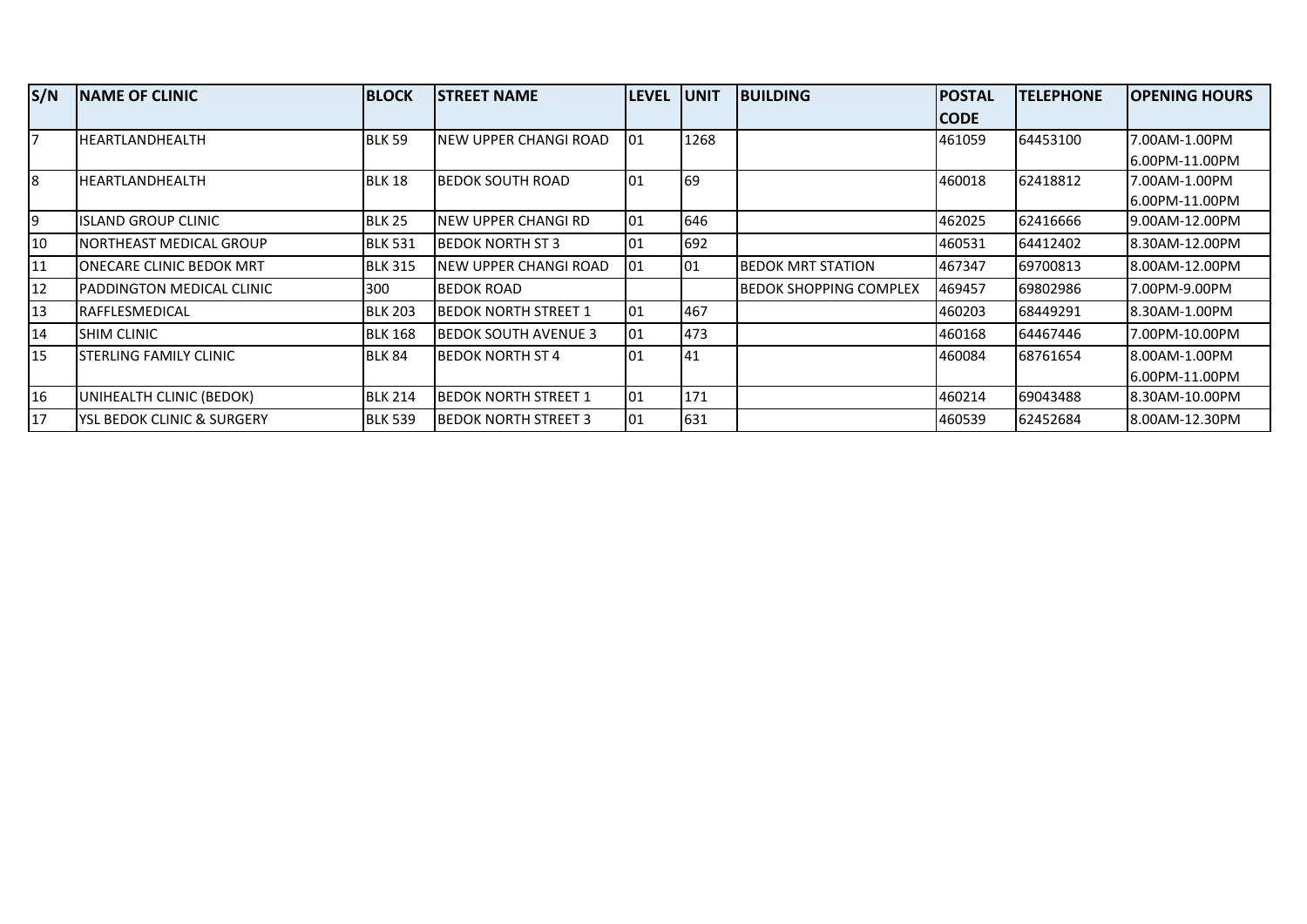| S/N | NAME OF CLINIC | BLOCK | STREET NAME | LEVEL | UNIT | BUILDING | POSTAL CODE | TELEPHONE | OPENING HOURS |
|---|---|---|---|---|---|---|---|---|---|
| 7 | HEARTLANDHEALTH | BLK 59 | NEW UPPER CHANGI ROAD | 01 | 1268 | | 461059 | 64453100 | 7.00AM-1.00PM 6.00PM-11.00PM |
| 8 | HEARTLANDHEALTH | BLK 18 | BEDOK SOUTH ROAD | 01 | 69 | | 460018 | 62418812 | 7.00AM-1.00PM 6.00PM-11.00PM |
| 9 | ISLAND GROUP CLINIC | BLK 25 | NEW UPPER CHANGI RD | 01 | 646 | | 462025 | 62416666 | 9.00AM-12.00PM |
| 10 | NORTHEAST MEDICAL GROUP | BLK 531 | BEDOK NORTH ST 3 | 01 | 692 | | 460531 | 64412402 | 8.30AM-12.00PM |
| 11 | ONECARE CLINIC BEDOK MRT | BLK 315 | NEW UPPER CHANGI ROAD | 01 | 01 | BEDOK MRT STATION | 467347 | 69700813 | 8.00AM-12.00PM |
| 12 | PADDINGTON MEDICAL CLINIC | 300 | BEDOK ROAD | | | BEDOK SHOPPING COMPLEX | 469457 | 69802986 | 7.00PM-9.00PM |
| 13 | RAFFLESMEDICAL | BLK 203 | BEDOK NORTH STREET 1 | 01 | 467 | | 460203 | 68449291 | 8.30AM-1.00PM |
| 14 | SHIM CLINIC | BLK 168 | BEDOK SOUTH AVENUE 3 | 01 | 473 | | 460168 | 64467446 | 7.00PM-10.00PM |
| 15 | STERLING FAMILY CLINIC | BLK 84 | BEDOK NORTH ST 4 | 01 | 41 | | 460084 | 68761654 | 8.00AM-1.00PM 6.00PM-11.00PM |
| 16 | UNIHEALTH CLINIC (BEDOK) | BLK 214 | BEDOK NORTH STREET 1 | 01 | 171 | | 460214 | 69043488 | 8.30AM-10.00PM |
| 17 | YSL BEDOK CLINIC & SURGERY | BLK 539 | BEDOK NORTH STREET 3 | 01 | 631 | | 460539 | 62452684 | 8.00AM-12.30PM |